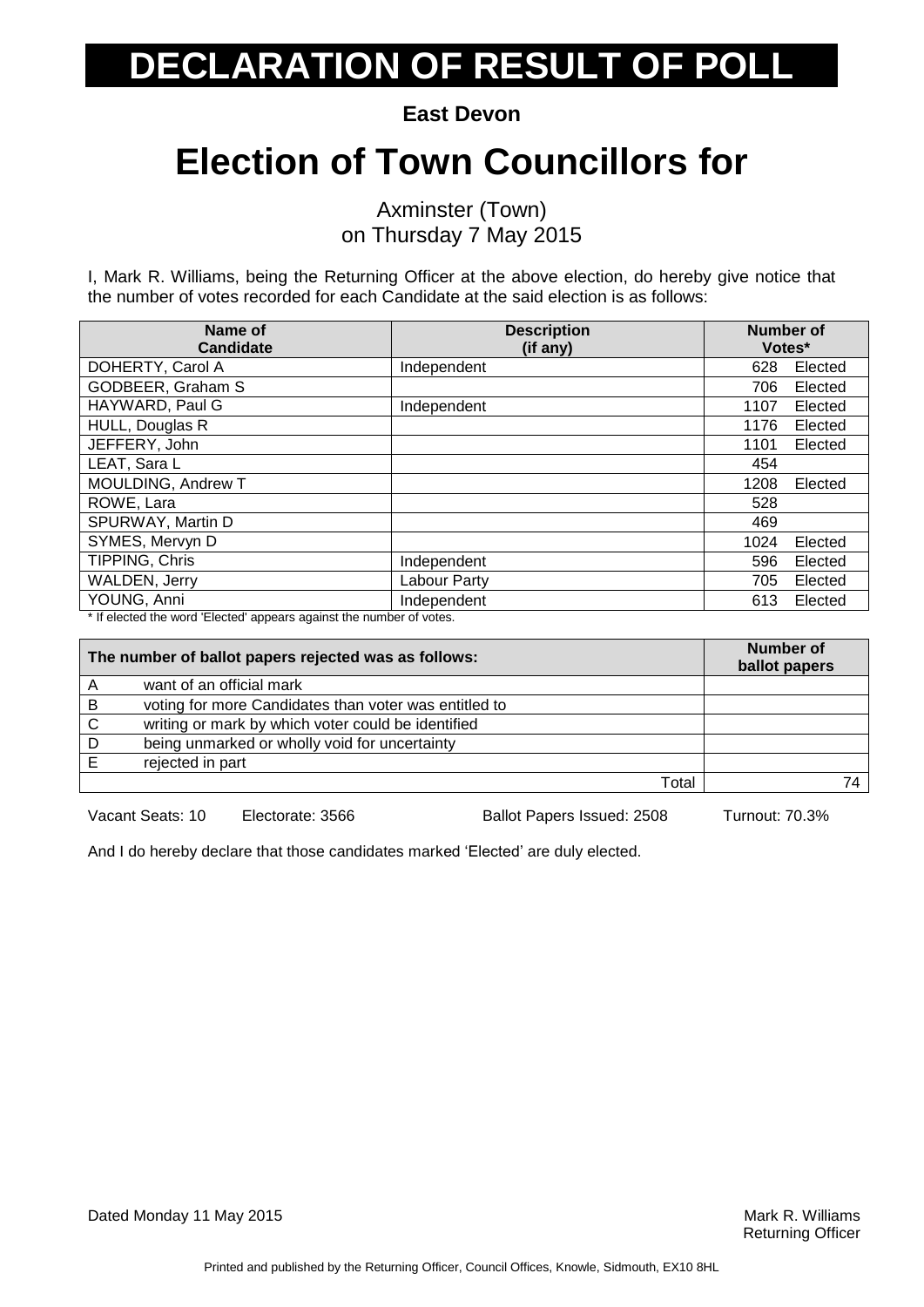# DECLARATION OF RESULT OF POLL

**East Devon**

# Election of Town Councillors for

Axminster (Town)
on Thursday 7 May 2015

I, Mark R. Williams, being the Returning Officer at the above election, do hereby give notice that the number of votes recorded for each Candidate at the said election is as follows:

| Name of Candidate | Description (if any) | Number of Votes* | |
|---|---|---|---|
| DOHERTY, Carol A | Independent | 628 | Elected |
| GODBEER, Graham S | | 706 | Elected |
| HAYWARD, Paul G | Independent | 1107 | Elected |
| HULL, Douglas R | | 1176 | Elected |
| JEFFERY, John | | 1101 | Elected |
| LEAT, Sara L | | 454 | |
| MOULDING, Andrew T | | 1208 | Elected |
| ROWE, Lara | | 528 | |
| SPURWAY, Martin D | | 469 | |
| SYMES, Mervyn D | | 1024 | Elected |
| TIPPING, Chris | Independent | 596 | Elected |
| WALDEN, Jerry | Labour Party | 705 | Elected |
| YOUNG, Anni | Independent | 613 | Elected |

* If elected the word 'Elected' appears against the number of votes.

| | The number of ballot papers rejected was as follows: | Number of ballot papers |
|---|---|---|
| A | want of an official mark | |
| B | voting for more Candidates than voter was entitled to | |
| C | writing or mark by which voter could be identified | |
| D | being unmarked or wholly void for uncertainty | |
| E | rejected in part | |
| | Total | 74 |

Vacant Seats: 10 Electorate: 3566 Ballot Papers Issued: 2508 Turnout: 70.3%

And I do hereby declare that those candidates marked 'Elected' are duly elected.

Dated Monday 11 May 2015

Mark R. Williams
Returning Officer

Printed and published by the Returning Officer, Council Offices, Knowle, Sidmouth, EX10 8HL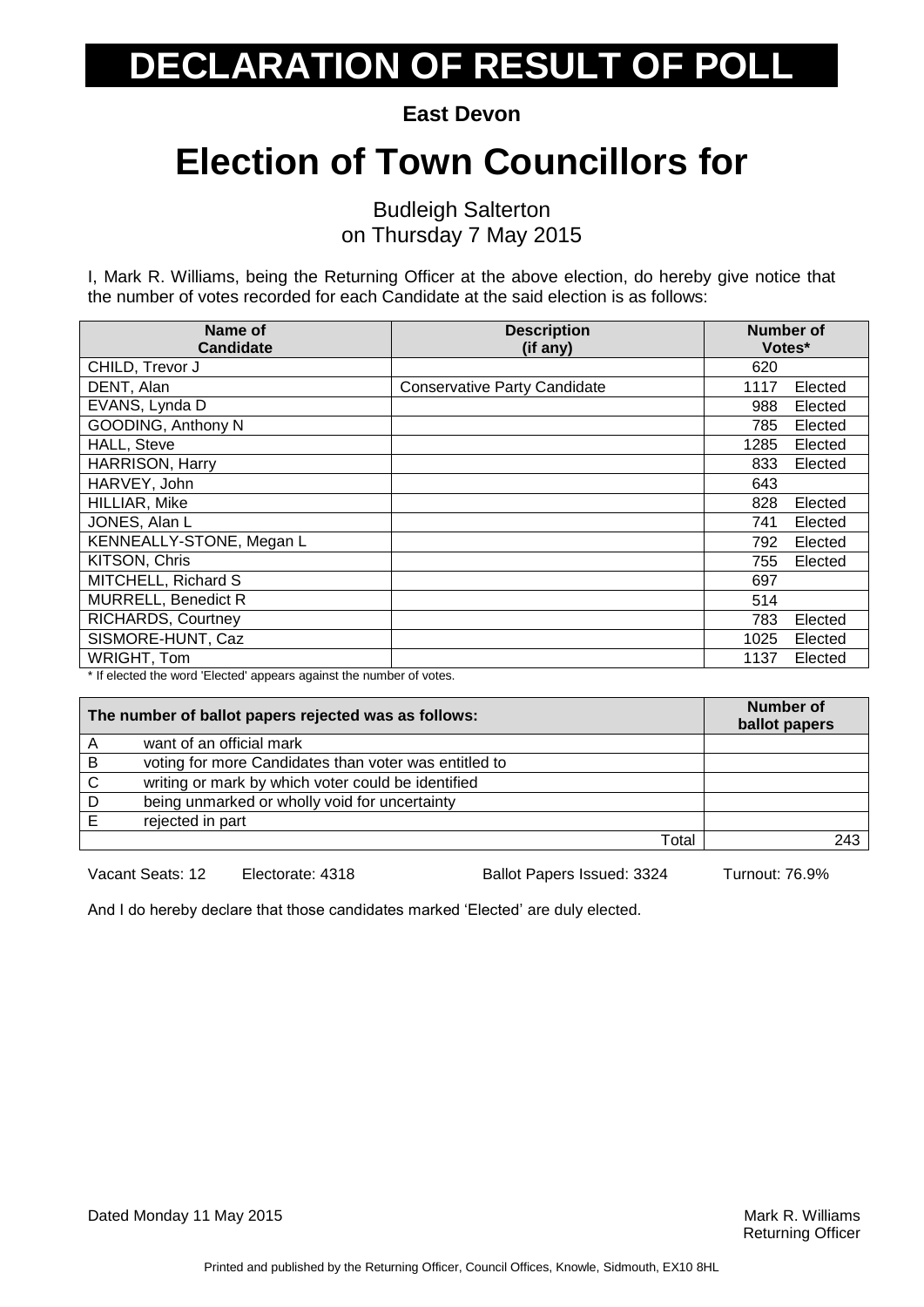# DECLARATION OF RESULT OF POLL

**East Devon**

# Election of Town Councillors for

Budleigh Salterton
on Thursday 7 May 2015

I, Mark R. Williams, being the Returning Officer at the above election, do hereby give notice that the number of votes recorded for each Candidate at the said election is as follows:

| Name of Candidate | Description (if any) | Number of Votes* | |
|---|---|---|---|
| CHILD, Trevor J | | 620 | |
| DENT, Alan | Conservative Party Candidate | 1117 | Elected |
| EVANS, Lynda D | | 988 | Elected |
| GOODING, Anthony N | | 785 | Elected |
| HALL, Steve | | 1285 | Elected |
| HARRISON, Harry | | 833 | Elected |
| HARVEY, John | | 643 | |
| HILLIAR, Mike | | 828 | Elected |
| JONES, Alan L | | 741 | Elected |
| KENNEALLY-STONE, Megan L | | 792 | Elected |
| KITSON, Chris | | 755 | Elected |
| MITCHELL, Richard S | | 697 | |
| MURRELL, Benedict R | | 514 | |
| RICHARDS, Courtney | | 783 | Elected |
| SISMORE-HUNT, Caz | | 1025 | Elected |
| WRIGHT, Tom | | 1137 | Elected |

* If elected the word 'Elected' appears against the number of votes.

| The number of ballot papers rejected was as follows: | | Number of ballot papers |
|---|---|---|
| A | want of an official mark | |
| B | voting for more Candidates than voter was entitled to | |
| C | writing or mark by which voter could be identified | |
| D | being unmarked or wholly void for uncertainty | |
| E | rejected in part | |
| | Total | 243 |

Vacant Seats: 12 Electorate: 4318 Ballot Papers Issued: 3324 Turnout: 76.9%

And I do hereby declare that those candidates marked 'Elected' are duly elected.

Dated Monday 11 May 2015

Mark R. Williams
Returning Officer

Printed and published by the Returning Officer, Council Offices, Knowle, Sidmouth, EX10 8HL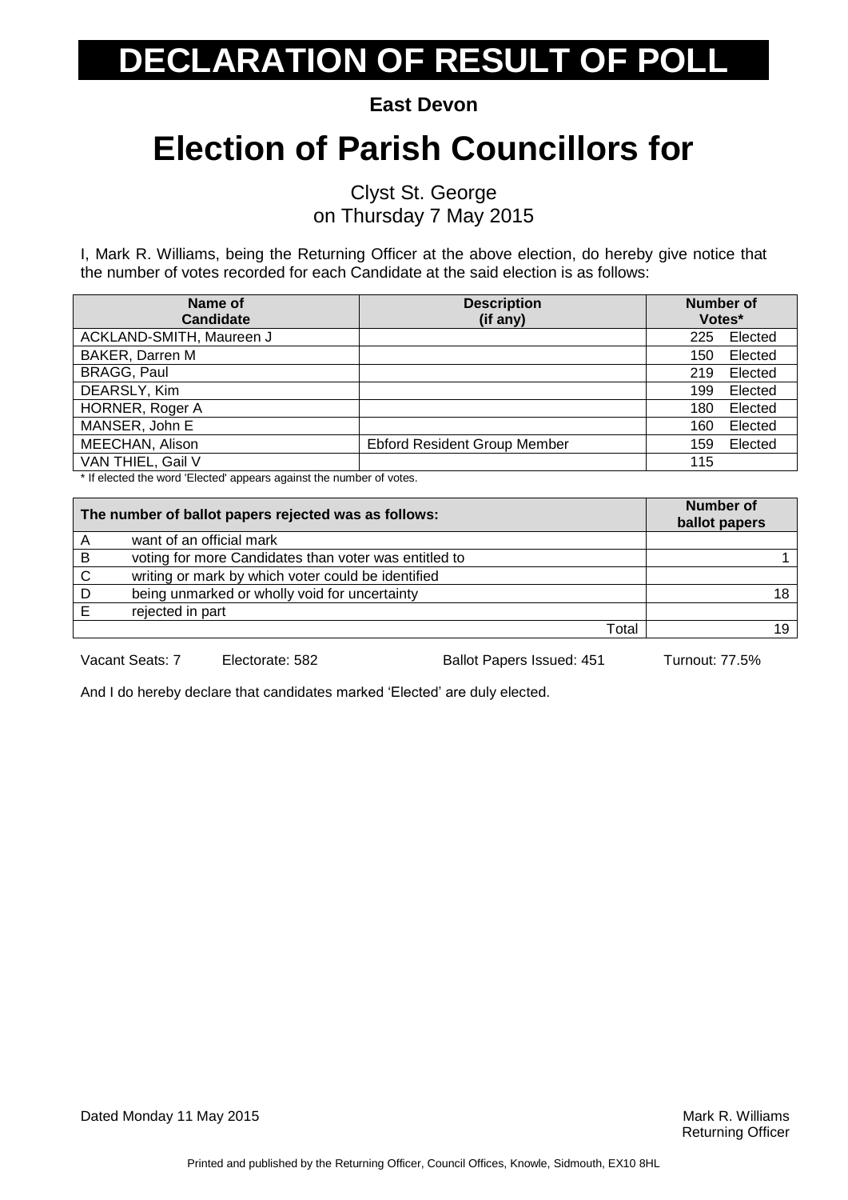# DECLARATION OF RESULT OF POLL

**East Devon**

# Election of Parish Councillors for

Clyst St. George
on Thursday 7 May 2015

I, Mark R. Williams, being the Returning Officer at the above election, do hereby give notice that the number of votes recorded for each Candidate at the said election is as follows:

| Name of Candidate | Description (if any) | Number of Votes* |
|---|---|---|
| ACKLAND-SMITH, Maureen J | | 225 Elected |
| BAKER, Darren M | | 150 Elected |
| BRAGG, Paul | | 219 Elected |
| DEARSLY, Kim | | 199 Elected |
| HORNER, Roger A | | 180 Elected |
| MANSER, John E | | 160 Elected |
| MEECHAN, Alison | Ebford Resident Group Member | 159 Elected |
| VAN THIEL, Gail V | | 115 |

\* If elected the word 'Elected' appears against the number of votes.

| | The number of ballot papers rejected was as follows: | Number of ballot papers |
|---|---|---|
| A | want of an official mark | |
| B | voting for more Candidates than voter was entitled to | 1 |
| C | writing or mark by which voter could be identified | |
| D | being unmarked or wholly void for uncertainty | 18 |
| E | rejected in part | |
| | Total | 19 |

Vacant Seats: 7 Electorate: 582 Ballot Papers Issued: 451 Turnout: 77.5%

And I do hereby declare that candidates marked 'Elected' are duly elected.

Dated Monday 11 May 2015

Mark R. Williams
Returning Officer

Printed and published by the Returning Officer, Council Offices, Knowle, Sidmouth, EX10 8HL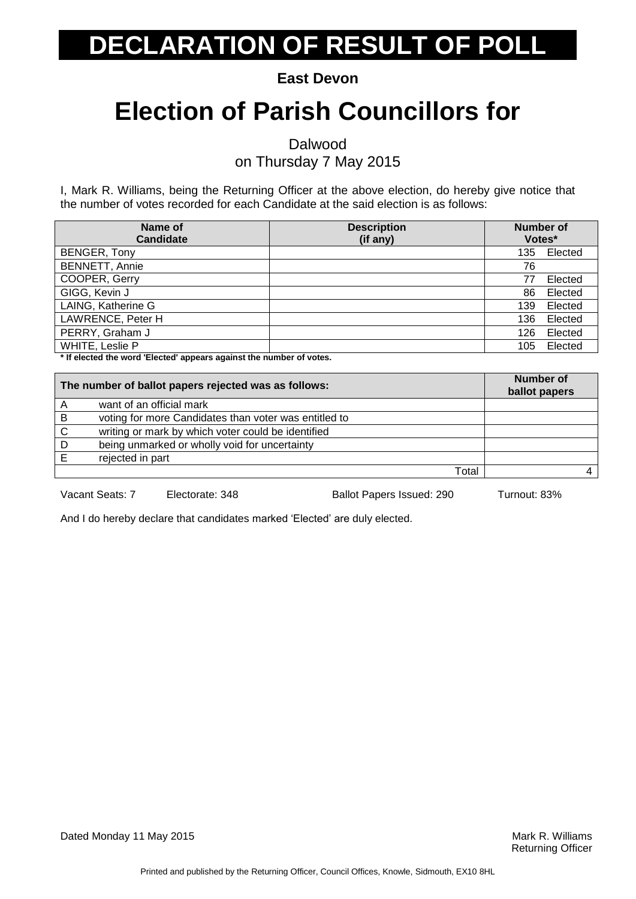# DECLARATION OF RESULT OF POLL

**East Devon**

# Election of Parish Councillors for

Dalwood
on Thursday 7 May 2015

I, Mark R. Williams, being the Returning Officer at the above election, do hereby give notice that the number of votes recorded for each Candidate at the said election is as follows:

| Name of Candidate | Description (if any) | Number of Votes* |
|---|---|---|
| BENGER, Tony | | 135 Elected |
| BENNETT, Annie | | 76 |
| COOPER, Gerry | | 77 Elected |
| GIGG, Kevin J | | 86 Elected |
| LAING, Katherine G | | 139 Elected |
| LAWRENCE, Peter H | | 136 Elected |
| PERRY, Graham J | | 126 Elected |
| WHITE, Leslie P | | 105 Elected |

**\* If elected the word 'Elected' appears against the number of votes.**

| The number of ballot papers rejected was as follows: | | Number of ballot papers |
|---|---|---|
| A | want of an official mark | |
| B | voting for more Candidates than voter was entitled to | |
| C | writing or mark by which voter could be identified | |
| D | being unmarked or wholly void for uncertainty | |
| E | rejected in part | |
| | Total | 4 |

Vacant Seats: 7 Electorate: 348 Ballot Papers Issued: 290 Turnout: 83%

And I do hereby declare that candidates marked 'Elected' are duly elected.

Dated Monday 11 May 2015

Mark R. Williams
Returning Officer

Printed and published by the Returning Officer, Council Offices, Knowle, Sidmouth, EX10 8HL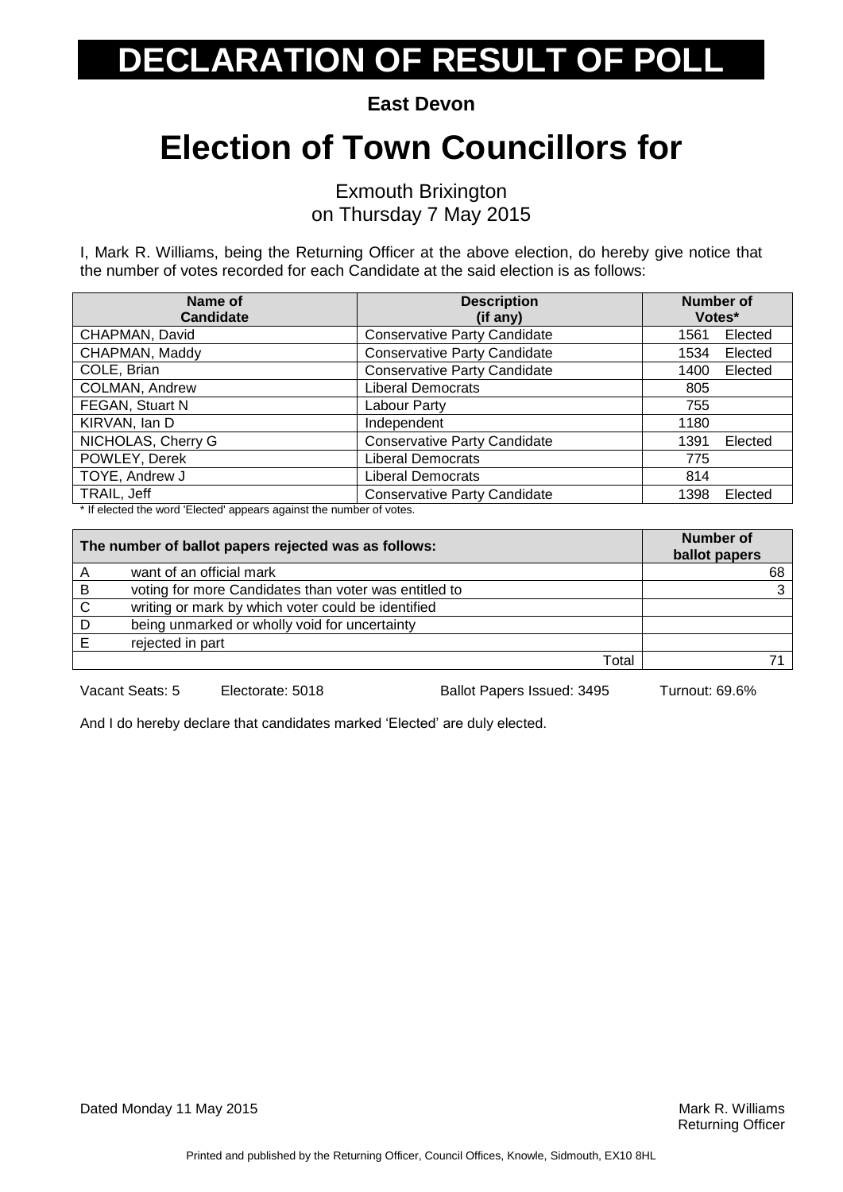# DECLARATION OF RESULT OF POLL

**East Devon**

# Election of Town Councillors for

Exmouth Brixington
on Thursday 7 May 2015

I, Mark R. Williams, being the Returning Officer at the above election, do hereby give notice that the number of votes recorded for each Candidate at the said election is as follows:

| Name of Candidate | Description (if any) | Number of Votes* | |
|---|---|---|---|
| CHAPMAN, David | Conservative Party Candidate | 1561 | Elected |
| CHAPMAN, Maddy | Conservative Party Candidate | 1534 | Elected |
| COLE, Brian | Conservative Party Candidate | 1400 | Elected |
| COLMAN, Andrew | Liberal Democrats | 805 | |
| FEGAN, Stuart N | Labour Party | 755 | |
| KIRVAN, Ian D | Independent | 1180 | |
| NICHOLAS, Cherry G | Conservative Party Candidate | 1391 | Elected |
| POWLEY, Derek | Liberal Democrats | 775 | |
| TOYE, Andrew J | Liberal Democrats | 814 | |
| TRAIL, Jeff | Conservative Party Candidate | 1398 | Elected |

* If elected the word 'Elected' appears against the number of votes.

| | The number of ballot papers rejected was as follows: | Number of ballot papers |
|---|---|---|
| A | want of an official mark | 68 |
| B | voting for more Candidates than voter was entitled to | 3 |
| C | writing or mark by which voter could be identified | |
| D | being unmarked or wholly void for uncertainty | |
| E | rejected in part | |
| | Total | 71 |

Vacant Seats: 5 Electorate: 5018 Ballot Papers Issued: 3495 Turnout: 69.6%

And I do hereby declare that candidates marked 'Elected' are duly elected.

Dated Monday 11 May 2015

Mark R. Williams
Returning Officer

Printed and published by the Returning Officer, Council Offices, Knowle, Sidmouth, EX10 8HL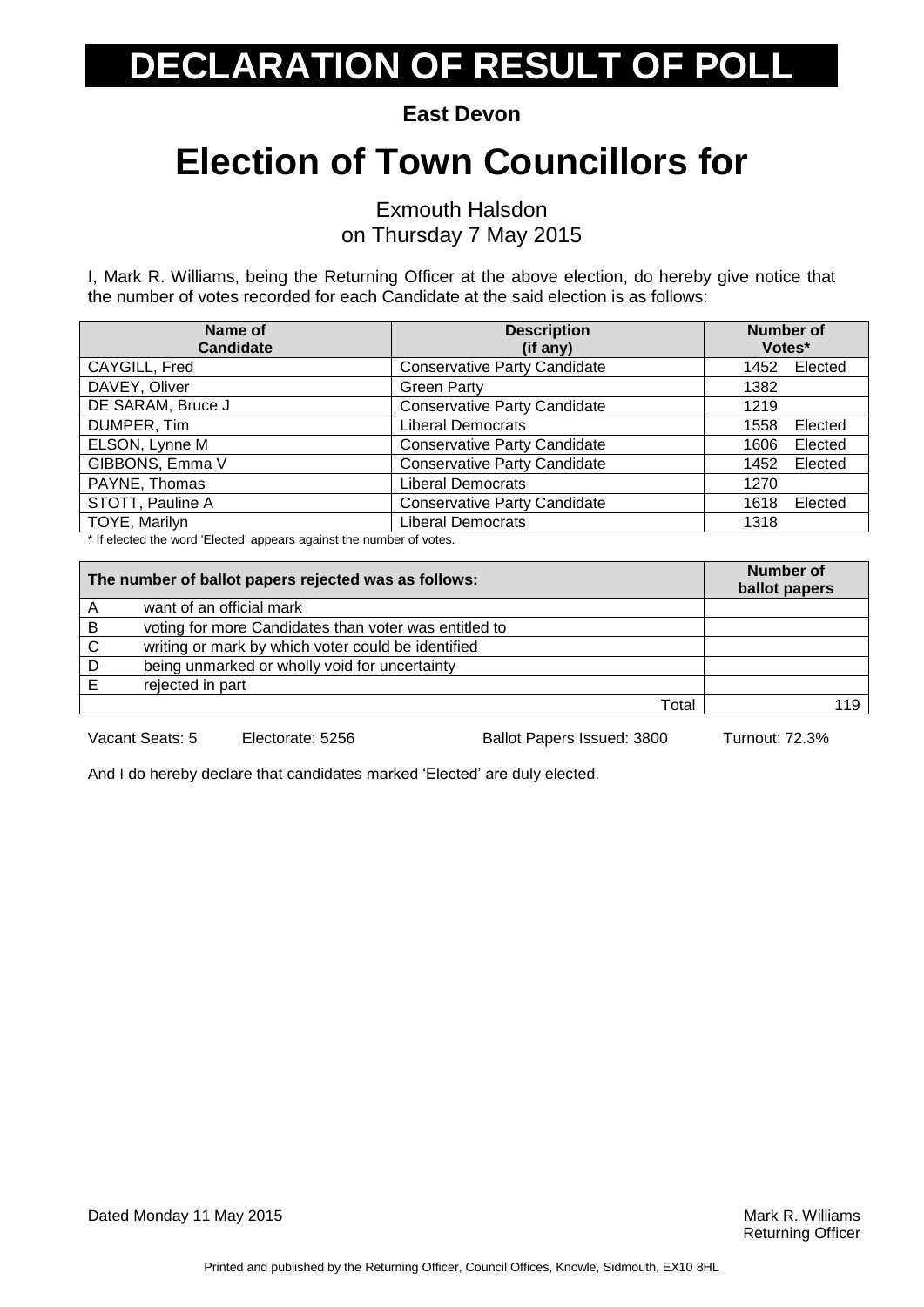# DECLARATION OF RESULT OF POLL

**East Devon**

# Election of Town Councillors for

Exmouth Halsdon
on Thursday 7 May 2015

I, Mark R. Williams, being the Returning Officer at the above election, do hereby give notice that the number of votes recorded for each Candidate at the said election is as follows:

| Name of Candidate | Description (if any) | Number of Votes* |
|---|---|---|
| CAYGILL, Fred | Conservative Party Candidate | 1452 Elected |
| DAVEY, Oliver | Green Party | 1382 |
| DE SARAM, Bruce J | Conservative Party Candidate | 1219 |
| DUMPER, Tim | Liberal Democrats | 1558 Elected |
| ELSON, Lynne M | Conservative Party Candidate | 1606 Elected |
| GIBBONS, Emma V | Conservative Party Candidate | 1452 Elected |
| PAYNE, Thomas | Liberal Democrats | 1270 |
| STOTT, Pauline A | Conservative Party Candidate | 1618 Elected |
| TOYE, Marilyn | Liberal Democrats | 1318 |

* If elected the word 'Elected' appears against the number of votes.

| | The number of ballot papers rejected was as follows: | Number of ballot papers |
|---|---|---|
| A | want of an official mark | |
| B | voting for more Candidates than voter was entitled to | |
| C | writing or mark by which voter could be identified | |
| D | being unmarked or wholly void for uncertainty | |
| E | rejected in part | |
| | Total | 119 |

Vacant Seats: 5 Electorate: 5256 Ballot Papers Issued: 3800 Turnout: 72.3%

And I do hereby declare that candidates marked 'Elected' are duly elected.

Dated Monday 11 May 2015

Mark R. Williams
Returning Officer

Printed and published by the Returning Officer, Council Offices, Knowle, Sidmouth, EX10 8HL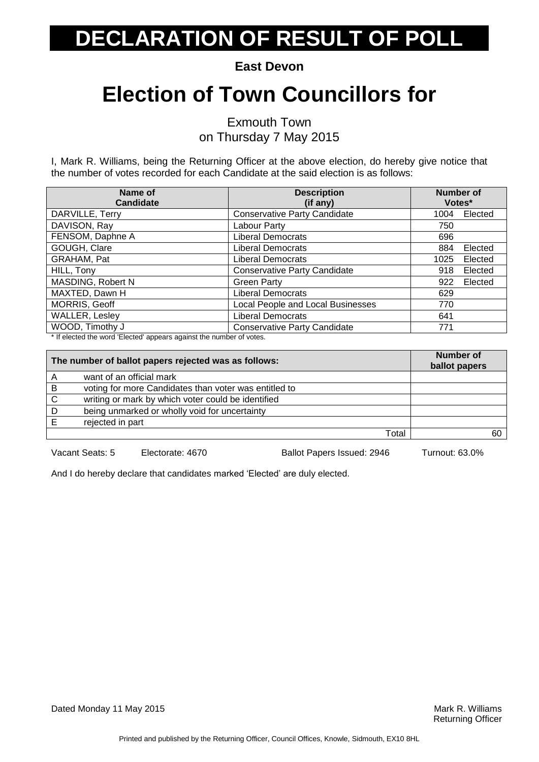# DECLARATION OF RESULT OF POLL

**East Devon**

# Election of Town Councillors for

Exmouth Town
on Thursday 7 May 2015

I, Mark R. Williams, being the Returning Officer at the above election, do hereby give notice that the number of votes recorded for each Candidate at the said election is as follows:

| Name of Candidate | Description (if any) | Number of Votes* |
|---|---|---|
| DARVILLE, Terry | Conservative Party Candidate | 1004 Elected |
| DAVISON, Ray | Labour Party | 750 |
| FENSOM, Daphne A | Liberal Democrats | 696 |
| GOUGH, Clare | Liberal Democrats | 884 Elected |
| GRAHAM, Pat | Liberal Democrats | 1025 Elected |
| HILL, Tony | Conservative Party Candidate | 918 Elected |
| MASDING, Robert N | Green Party | 922 Elected |
| MAXTED, Dawn H | Liberal Democrats | 629 |
| MORRIS, Geoff | Local People and Local Businesses | 770 |
| WALLER, Lesley | Liberal Democrats | 641 |
| WOOD, Timothy J | Conservative Party Candidate | 771 |

* If elected the word 'Elected' appears against the number of votes.

| The number of ballot papers rejected was as follows: | | Number of ballot papers |
|---|---|---|
| A | want of an official mark | |
| B | voting for more Candidates than voter was entitled to | |
| C | writing or mark by which voter could be identified | |
| D | being unmarked or wholly void for uncertainty | |
| E | rejected in part | |
| | Total | 60 |

Vacant Seats: 5 Electorate: 4670 Ballot Papers Issued: 2946 Turnout: 63.0%

And I do hereby declare that candidates marked 'Elected' are duly elected.

Dated Monday 11 May 2015

Mark R. Williams
Returning Officer

Printed and published by the Returning Officer, Council Offices, Knowle, Sidmouth, EX10 8HL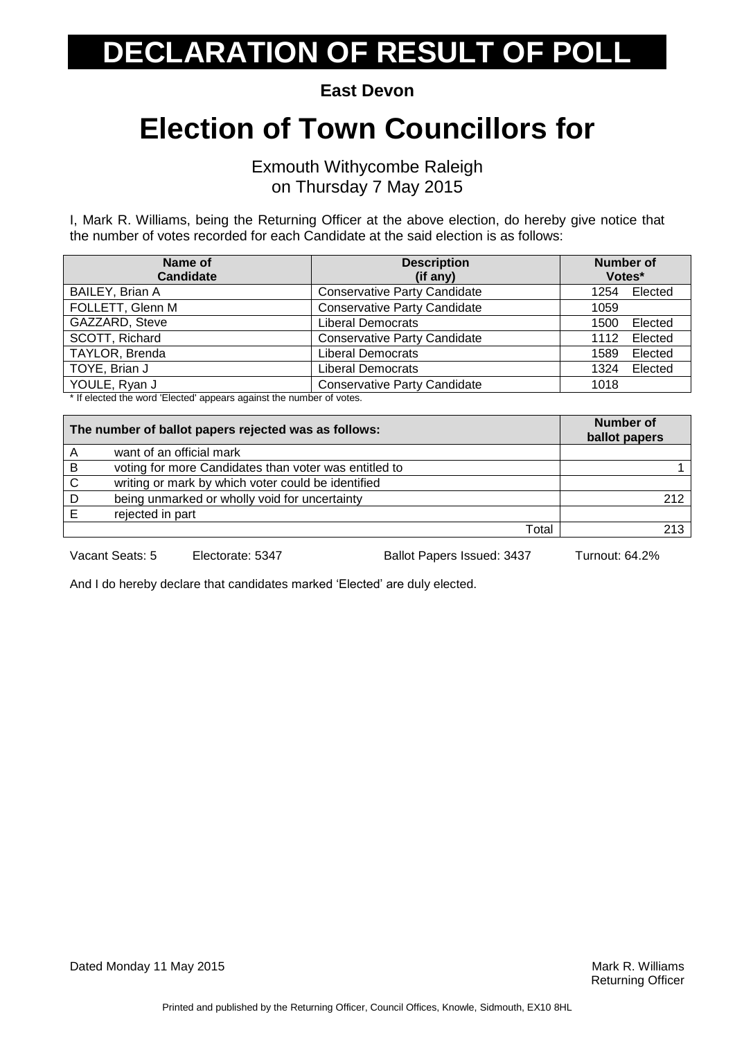# DECLARATION OF RESULT OF POLL

**East Devon**

# Election of Town Councillors for

Exmouth Withycombe Raleigh
on Thursday 7 May 2015

I, Mark R. Williams, being the Returning Officer at the above election, do hereby give notice that the number of votes recorded for each Candidate at the said election is as follows:

| Name of Candidate | Description (if any) | Number of Votes* |
|---|---|---|
| BAILEY, Brian A | Conservative Party Candidate | 1254 Elected |
| FOLLETT, Glenn M | Conservative Party Candidate | 1059 |
| GAZZARD, Steve | Liberal Democrats | 1500 Elected |
| SCOTT, Richard | Conservative Party Candidate | 1112 Elected |
| TAYLOR, Brenda | Liberal Democrats | 1589 Elected |
| TOYE, Brian J | Liberal Democrats | 1324 Elected |
| YOULE, Ryan J | Conservative Party Candidate | 1018 |

* If elected the word 'Elected' appears against the number of votes.

| | The number of ballot papers rejected was as follows: | Number of ballot papers |
|---|---|---|
| A | want of an official mark | |
| B | voting for more Candidates than voter was entitled to | 1 |
| C | writing or mark by which voter could be identified | |
| D | being unmarked or wholly void for uncertainty | 212 |
| E | rejected in part | |
| | Total | 213 |

Vacant Seats: 5 Electorate: 5347 Ballot Papers Issued: 3437 Turnout: 64.2%

And I do hereby declare that candidates marked 'Elected' are duly elected.

Dated Monday 11 May 2015

Mark R. Williams
Returning Officer

Printed and published by the Returning Officer, Council Offices, Knowle, Sidmouth, EX10 8HL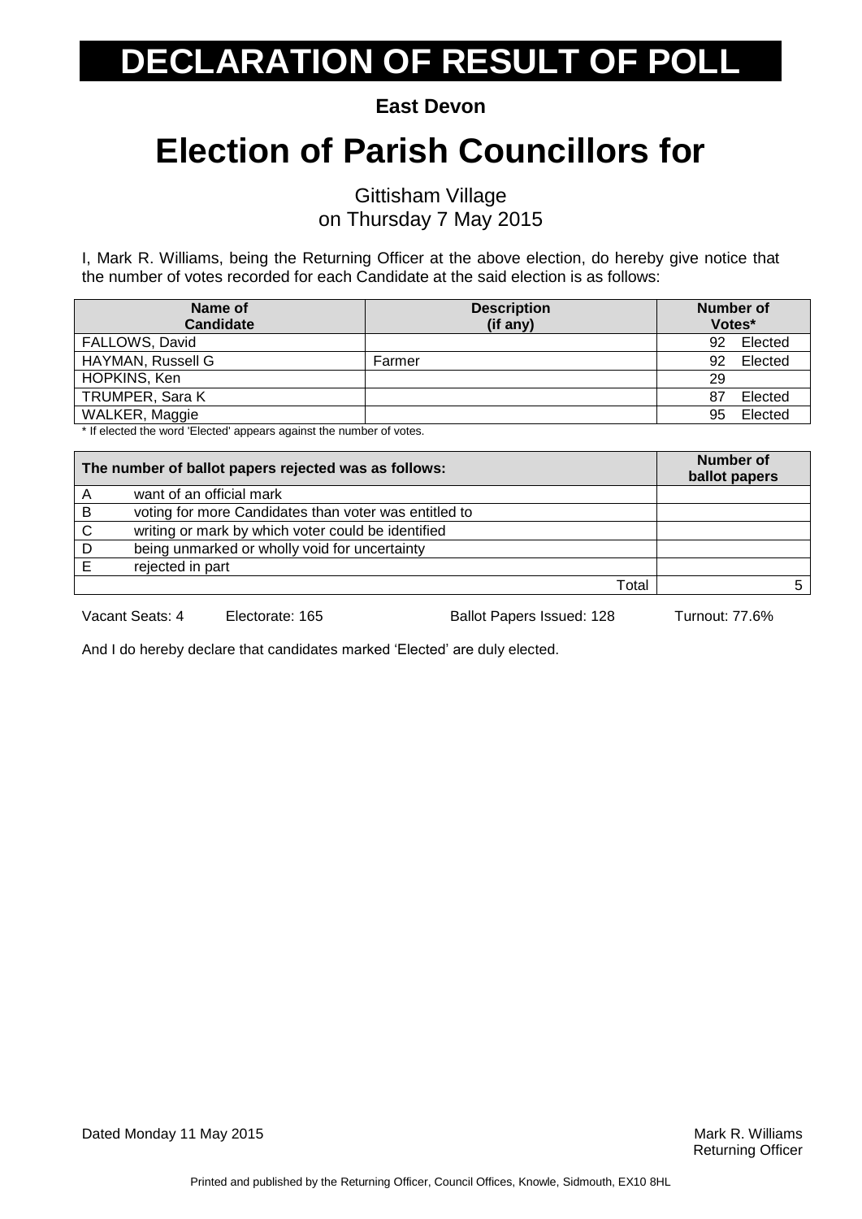# DECLARATION OF RESULT OF POLL

**East Devon**

# Election of Parish Councillors for

Gittisham Village
on Thursday 7 May 2015

I, Mark R. Williams, being the Returning Officer at the above election, do hereby give notice that the number of votes recorded for each Candidate at the said election is as follows:

| Name of Candidate | Description (if any) | Number of Votes* |
|---|---|---|
| FALLOWS, David | | 92 Elected |
| HAYMAN, Russell G | Farmer | 92 Elected |
| HOPKINS, Ken | | 29 |
| TRUMPER, Sara K | | 87 Elected |
| WALKER, Maggie | | 95 Elected |

\* If elected the word 'Elected' appears against the number of votes.

| | The number of ballot papers rejected was as follows: | Number of ballot papers |
|---|---|---|
| A | want of an official mark | |
| B | voting for more Candidates than voter was entitled to | |
| C | writing or mark by which voter could be identified | |
| D | being unmarked or wholly void for uncertainty | |
| E | rejected in part | |
| | Total | 5 |

Vacant Seats: 4 Electorate: 165 Ballot Papers Issued: 128 Turnout: 77.6%

And I do hereby declare that candidates marked 'Elected' are duly elected.

Dated Monday 11 May 2015

Mark R. Williams
Returning Officer

Printed and published by the Returning Officer, Council Offices, Knowle, Sidmouth, EX10 8HL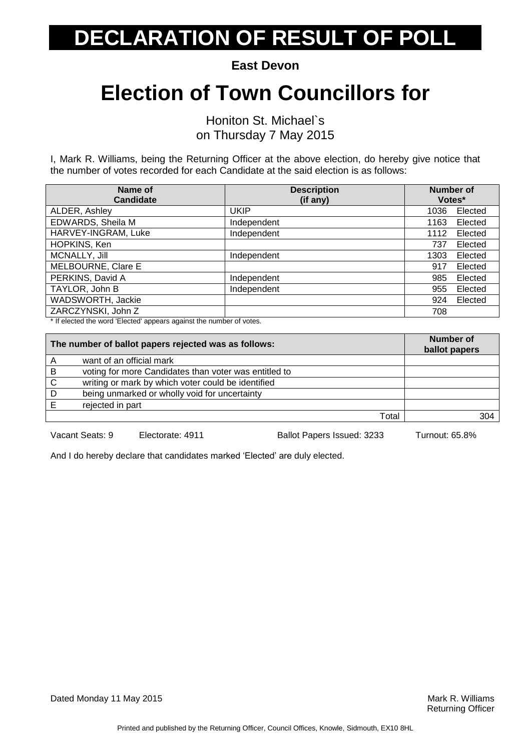# DECLARATION OF RESULT OF POLL

**East Devon**

# Election of Town Councillors for

Honiton St. Michael`s
on Thursday 7 May 2015

I, Mark R. Williams, being the Returning Officer at the above election, do hereby give notice that the number of votes recorded for each Candidate at the said election is as follows:

| Name of Candidate | Description (if any) | Number of Votes* |
|---|---|---|
| ALDER, Ashley | UKIP | 1036 Elected |
| EDWARDS, Sheila M | Independent | 1163 Elected |
| HARVEY-INGRAM, Luke | Independent | 1112 Elected |
| HOPKINS, Ken | | 737 Elected |
| MCNALLY, Jill | Independent | 1303 Elected |
| MELBOURNE, Clare E | | 917 Elected |
| PERKINS, David A | Independent | 985 Elected |
| TAYLOR, John B | Independent | 955 Elected |
| WADSWORTH, Jackie | | 924 Elected |
| ZARCZYNSKI, John Z | | 708 |

* If elected the word 'Elected' appears against the number of votes.

| | The number of ballot papers rejected was as follows: | Number of ballot papers |
|---|---|---|
| A | want of an official mark | |
| B | voting for more Candidates than voter was entitled to | |
| C | writing or mark by which voter could be identified | |
| D | being unmarked or wholly void for uncertainty | |
| E | rejected in part | |
| | Total | 304 |

Vacant Seats: 9 Electorate: 4911 Ballot Papers Issued: 3233 Turnout: 65.8%

And I do hereby declare that candidates marked 'Elected' are duly elected.

Dated Monday 11 May 2015

Mark R. Williams
Returning Officer

Printed and published by the Returning Officer, Council Offices, Knowle, Sidmouth, EX10 8HL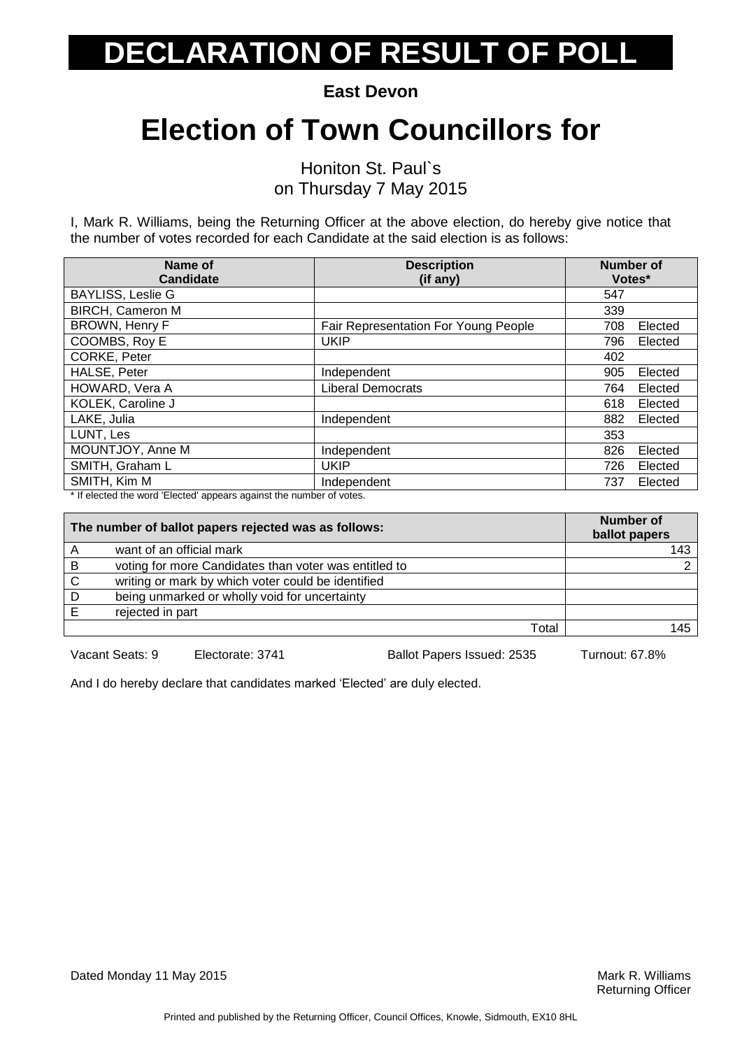# DECLARATION OF RESULT OF POLL

**East Devon**

# Election of Town Councillors for

Honiton St. Paul`s
on Thursday 7 May 2015

I, Mark R. Williams, being the Returning Officer at the above election, do hereby give notice that the number of votes recorded for each Candidate at the said election is as follows:

| Name of Candidate | Description (if any) | Number of Votes* |
|---|---|---|
| BAYLISS, Leslie G | | 547 |
| BIRCH, Cameron M | | 339 |
| BROWN, Henry F | Fair Representation For Young People | 708 Elected |
| COOMBS, Roy E | UKIP | 796 Elected |
| CORKE, Peter | | 402 |
| HALSE, Peter | Independent | 905 Elected |
| HOWARD, Vera A | Liberal Democrats | 764 Elected |
| KOLEK, Caroline J | | 618 Elected |
| LAKE, Julia | Independent | 882 Elected |
| LUNT, Les | | 353 |
| MOUNTJOY, Anne M | Independent | 826 Elected |
| SMITH, Graham L | UKIP | 726 Elected |
| SMITH, Kim M | Independent | 737 Elected |

* If elected the word 'Elected' appears against the number of votes.

| | The number of ballot papers rejected was as follows: | Number of ballot papers |
|---|---|---|
| A | want of an official mark | 143 |
| B | voting for more Candidates than voter was entitled to | 2 |
| C | writing or mark by which voter could be identified | |
| D | being unmarked or wholly void for uncertainty | |
| E | rejected in part | |
| | Total | 145 |

Vacant Seats: 9 Electorate: 3741 Ballot Papers Issued: 2535 Turnout: 67.8%

And I do hereby declare that candidates marked 'Elected' are duly elected.

Dated Monday 11 May 2015

Mark R. Williams
Returning Officer

Printed and published by the Returning Officer, Council Offices, Knowle, Sidmouth, EX10 8HL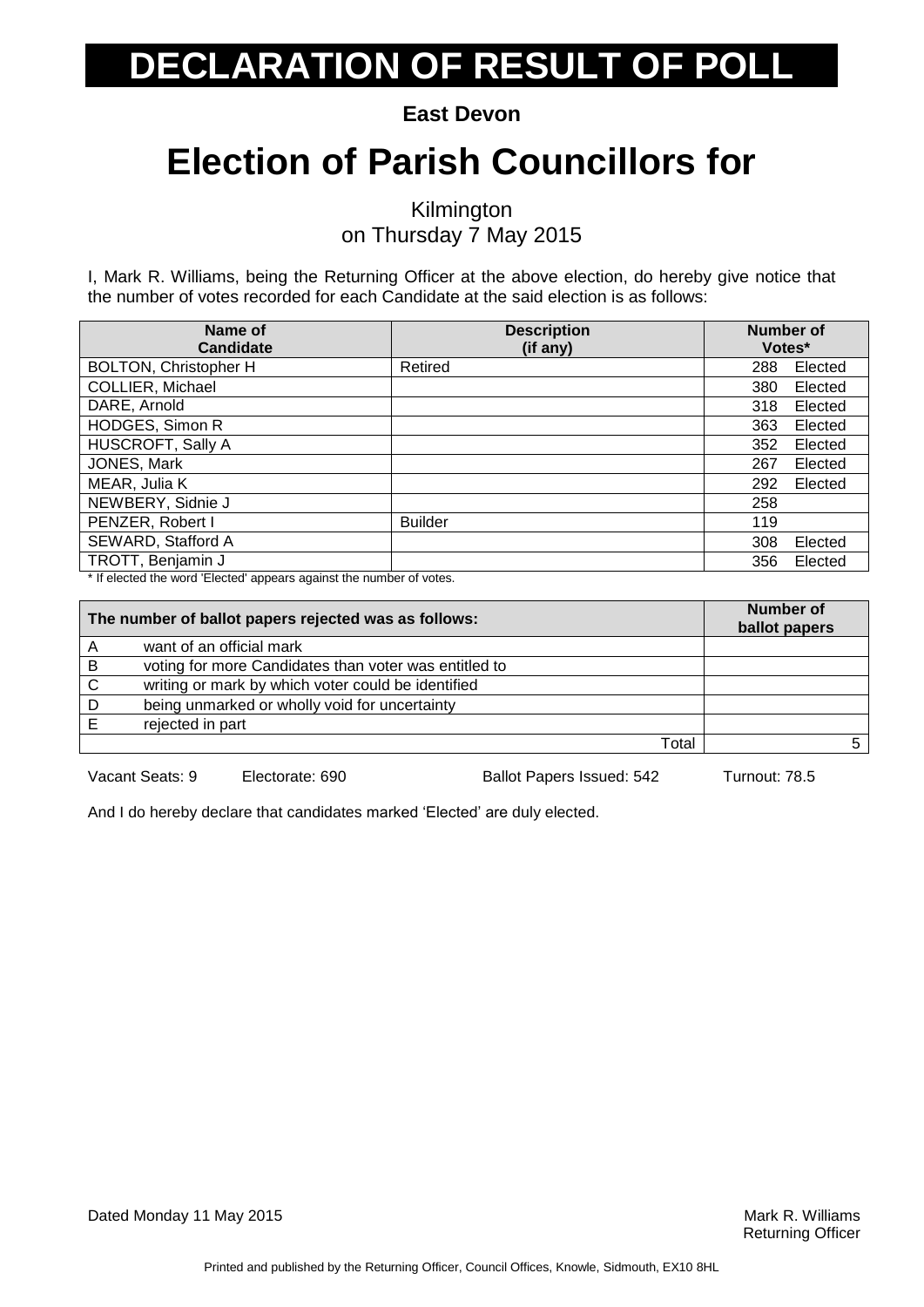# DECLARATION OF RESULT OF POLL

**East Devon**

# Election of Parish Councillors for

Kilmington
on Thursday 7 May 2015

I, Mark R. Williams, being the Returning Officer at the above election, do hereby give notice that the number of votes recorded for each Candidate at the said election is as follows:

| Name of Candidate | Description (if any) | Number of Votes* |
|---|---|---|
| BOLTON, Christopher H | Retired | 288 Elected |
| COLLIER, Michael | | 380 Elected |
| DARE, Arnold | | 318 Elected |
| HODGES, Simon R | | 363 Elected |
| HUSCROFT, Sally A | | 352 Elected |
| JONES, Mark | | 267 Elected |
| MEAR, Julia K | | 292 Elected |
| NEWBERY, Sidnie J | | 258 |
| PENZER, Robert I | Builder | 119 |
| SEWARD, Stafford A | | 308 Elected |
| TROTT, Benjamin J | | 356 Elected |

* If elected the word 'Elected' appears against the number of votes.

| The number of ballot papers rejected was as follows: | | Number of ballot papers |
|---|---|---|
| A | want of an official mark | |
| B | voting for more Candidates than voter was entitled to | |
| C | writing or mark by which voter could be identified | |
| D | being unmarked or wholly void for uncertainty | |
| E | rejected in part | |
| | Total | 5 |

Vacant Seats: 9 Electorate: 690 Ballot Papers Issued: 542 Turnout: 78.5

And I do hereby declare that candidates marked 'Elected' are duly elected.

Dated Monday 11 May 2015

Mark R. Williams
Returning Officer

Printed and published by the Returning Officer, Council Offices, Knowle, Sidmouth, EX10 8HL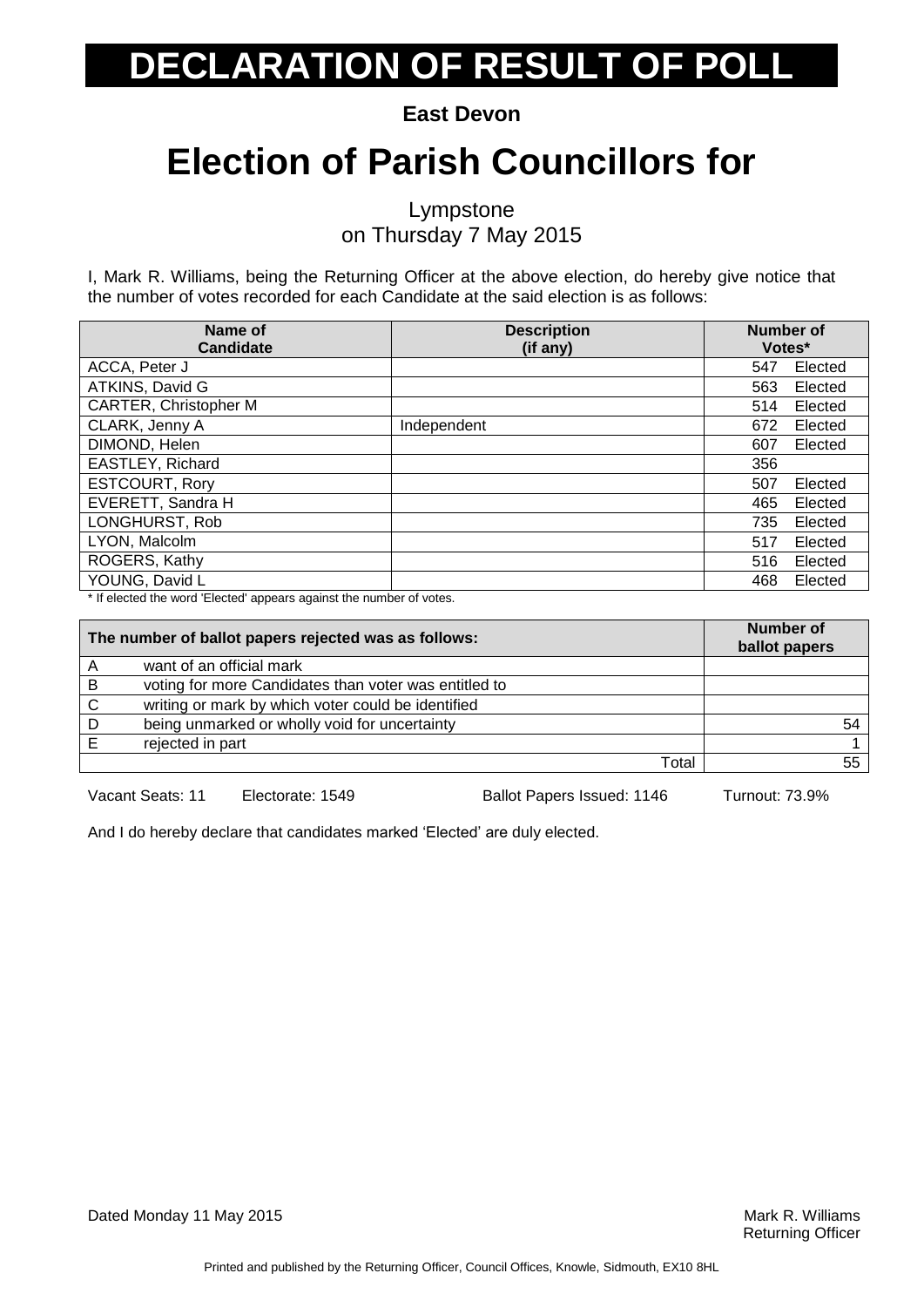# DECLARATION OF RESULT OF POLL

**East Devon**

# Election of Parish Councillors for

Lympstone
on Thursday 7 May 2015

I, Mark R. Williams, being the Returning Officer at the above election, do hereby give notice that the number of votes recorded for each Candidate at the said election is as follows:

| Name of Candidate | Description (if any) | Number of Votes* |
|---|---|---|
| ACCA, Peter J | | 547 Elected |
| ATKINS, David G | | 563 Elected |
| CARTER, Christopher M | | 514 Elected |
| CLARK, Jenny A | Independent | 672 Elected |
| DIMOND, Helen | | 607 Elected |
| EASTLEY, Richard | | 356 |
| ESTCOURT, Rory | | 507 Elected |
| EVERETT, Sandra H | | 465 Elected |
| LONGHURST, Rob | | 735 Elected |
| LYON, Malcolm | | 517 Elected |
| ROGERS, Kathy | | 516 Elected |
| YOUNG, David L | | 468 Elected |

* If elected the word 'Elected' appears against the number of votes.

| | The number of ballot papers rejected was as follows: | Number of ballot papers |
|---|---|---|
| A | want of an official mark | |
| B | voting for more Candidates than voter was entitled to | |
| C | writing or mark by which voter could be identified | |
| D | being unmarked or wholly void for uncertainty | 54 |
| E | rejected in part | 1 |
| | Total | 55 |

Vacant Seats: 11 Electorate: 1549 Ballot Papers Issued: 1146 Turnout: 73.9%

And I do hereby declare that candidates marked 'Elected' are duly elected.

Dated Monday 11 May 2015

Mark R. Williams
Returning Officer

Printed and published by the Returning Officer, Council Offices, Knowle, Sidmouth, EX10 8HL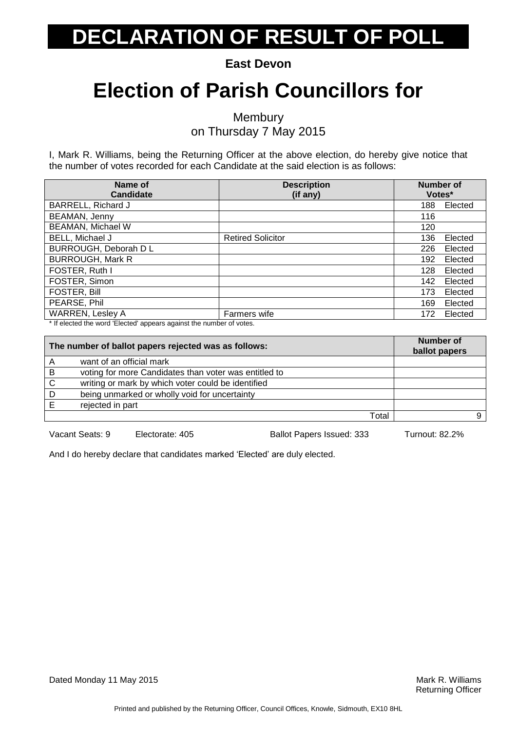# DECLARATION OF RESULT OF POLL

**East Devon**

# Election of Parish Councillors for

Membury
on Thursday 7 May 2015

I, Mark R. Williams, being the Returning Officer at the above election, do hereby give notice that the number of votes recorded for each Candidate at the said election is as follows:

| Name of Candidate | Description (if any) | Number of Votes* |
|---|---|---|
| BARRELL, Richard J | | 188 Elected |
| BEAMAN, Jenny | | 116 |
| BEAMAN, Michael W | | 120 |
| BELL, Michael J | Retired Solicitor | 136 Elected |
| BURROUGH, Deborah D L | | 226 Elected |
| BURROUGH, Mark R | | 192 Elected |
| FOSTER, Ruth I | | 128 Elected |
| FOSTER, Simon | | 142 Elected |
| FOSTER, Bill | | 173 Elected |
| PEARSE, Phil | | 169 Elected |
| WARREN, Lesley A | Farmers wife | 172 Elected |

* If elected the word 'Elected' appears against the number of votes.

| The number of ballot papers rejected was as follows: | | Number of ballot papers |
|---|---|---|
| A | want of an official mark | |
| B | voting for more Candidates than voter was entitled to | |
| C | writing or mark by which voter could be identified | |
| D | being unmarked or wholly void for uncertainty | |
| E | rejected in part | |
| | Total | 9 |

Vacant Seats: 9 Electorate: 405 Ballot Papers Issued: 333 Turnout: 82.2%

And I do hereby declare that candidates marked 'Elected' are duly elected.

Dated Monday 11 May 2015

Mark R. Williams
Returning Officer

Printed and published by the Returning Officer, Council Offices, Knowle, Sidmouth, EX10 8HL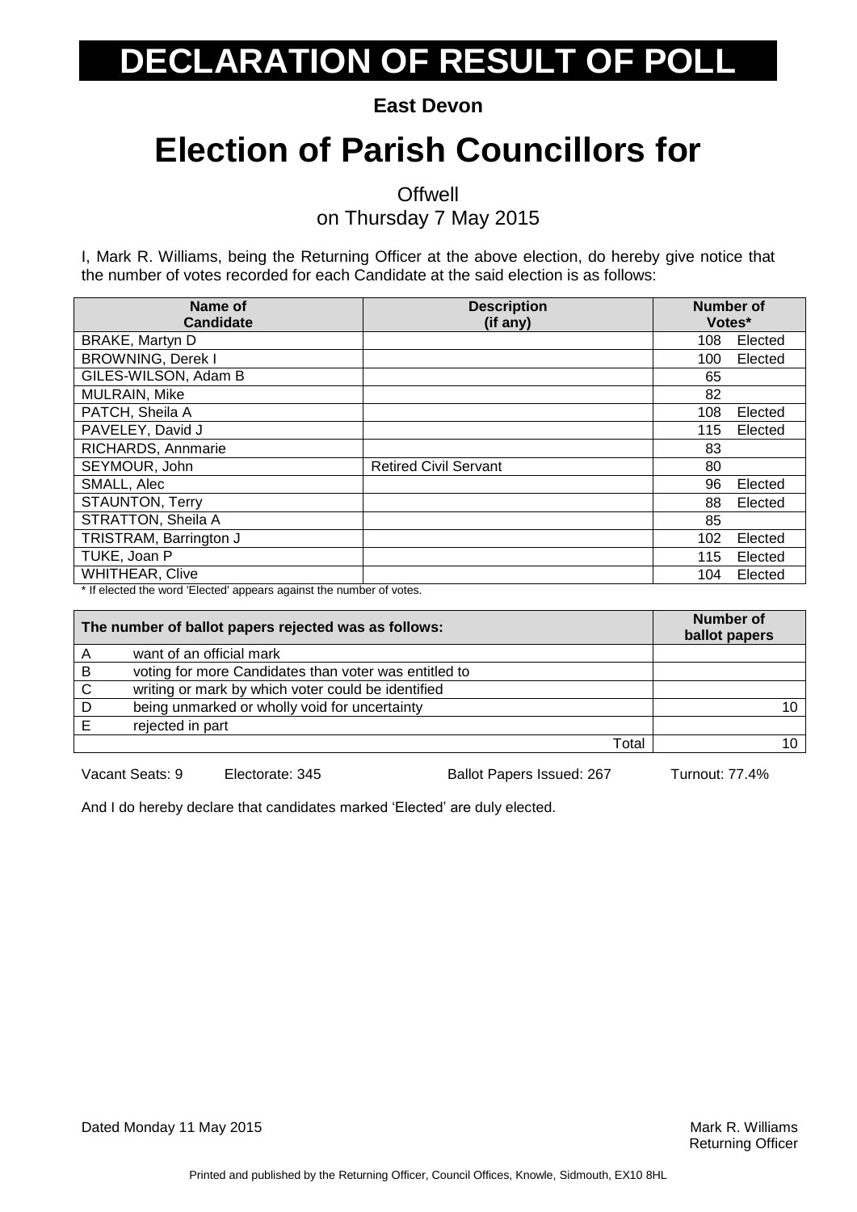# DECLARATION OF RESULT OF POLL

**East Devon**

# Election of Parish Councillors for

Offwell
on Thursday 7 May 2015

I, Mark R. Williams, being the Returning Officer at the above election, do hereby give notice that the number of votes recorded for each Candidate at the said election is as follows:

| Name of Candidate | Description (if any) | Number of Votes* |
|---|---|---|
| BRAKE, Martyn D | | 108 Elected |
| BROWNING, Derek I | | 100 Elected |
| GILES-WILSON, Adam B | | 65 |
| MULRAIN, Mike | | 82 |
| PATCH, Sheila A | | 108 Elected |
| PAVELEY, David J | | 115 Elected |
| RICHARDS, Annmarie | | 83 |
| SEYMOUR, John | Retired Civil Servant | 80 |
| SMALL, Alec | | 96 Elected |
| STAUNTON, Terry | | 88 Elected |
| STRATTON, Sheila A | | 85 |
| TRISTRAM, Barrington J | | 102 Elected |
| TUKE, Joan P | | 115 Elected |
| WHITHEAR, Clive | | 104 Elected |

* If elected the word 'Elected' appears against the number of votes.

| | The number of ballot papers rejected was as follows: | Number of ballot papers |
|---|---|---|
| A | want of an official mark | |
| B | voting for more Candidates than voter was entitled to | |
| C | writing or mark by which voter could be identified | |
| D | being unmarked or wholly void for uncertainty | 10 |
| E | rejected in part | |
| | Total | 10 |

Vacant Seats: 9 Electorate: 345 Ballot Papers Issued: 267 Turnout: 77.4%

And I do hereby declare that candidates marked 'Elected' are duly elected.

Dated Monday 11 May 2015

Mark R. Williams
Returning Officer

Printed and published by the Returning Officer, Council Offices, Knowle, Sidmouth, EX10 8HL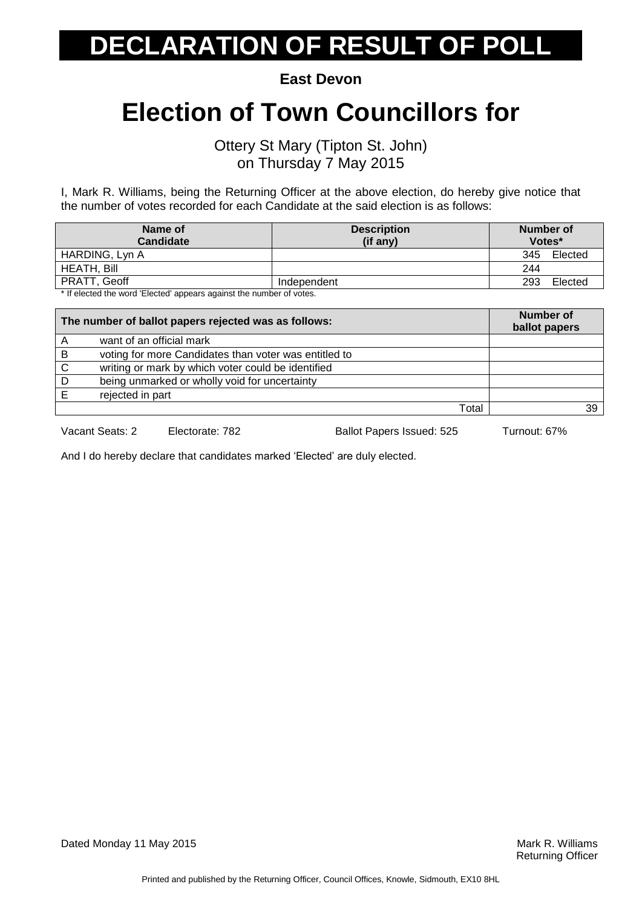# DECLARATION OF RESULT OF POLL

**East Devon**

# Election of Town Councillors for

Ottery St Mary (Tipton St. John)
on Thursday 7 May 2015

I, Mark R. Williams, being the Returning Officer at the above election, do hereby give notice that the number of votes recorded for each Candidate at the said election is as follows:

| Name of Candidate | Description (if any) | Number of Votes* |
|---|---|---|
| HARDING, Lyn A | | 345 Elected |
| HEATH, Bill | | 244 |
| PRATT, Geoff | Independent | 293 Elected |

\* If elected the word 'Elected' appears against the number of votes.

| | The number of ballot papers rejected was as follows: | Number of ballot papers |
|---|---|---|
| A | want of an official mark | |
| B | voting for more Candidates than voter was entitled to | |
| C | writing or mark by which voter could be identified | |
| D | being unmarked or wholly void for uncertainty | |
| E | rejected in part | |
| | Total | 39 |

Vacant Seats: 2 Electorate: 782 Ballot Papers Issued: 525 Turnout: 67%

And I do hereby declare that candidates marked 'Elected' are duly elected.

Dated Monday 11 May 2015

Mark R. Williams
Returning Officer

Printed and published by the Returning Officer, Council Offices, Knowle, Sidmouth, EX10 8HL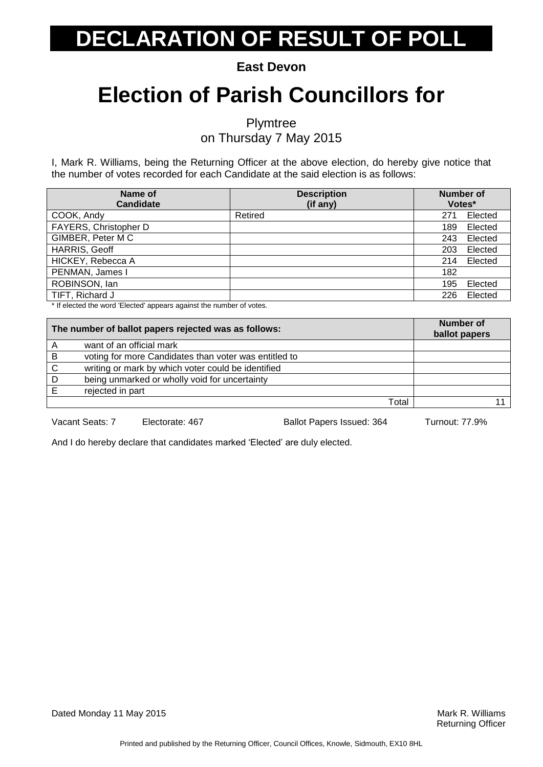# DECLARATION OF RESULT OF POLL

**East Devon**

# Election of Parish Councillors for

Plymtree
on Thursday 7 May 2015

I, Mark R. Williams, being the Returning Officer at the above election, do hereby give notice that the number of votes recorded for each Candidate at the said election is as follows:

| Name of Candidate | Description (if any) | Number of Votes* |
|---|---|---|
| COOK, Andy | Retired | 271 Elected |
| FAYERS, Christopher D | | 189 Elected |
| GIMBER, Peter M C | | 243 Elected |
| HARRIS, Geoff | | 203 Elected |
| HICKEY, Rebecca A | | 214 Elected |
| PENMAN, James I | | 182 |
| ROBINSON, Ian | | 195 Elected |
| TIFT, Richard J | | 226 Elected |

* If elected the word 'Elected' appears against the number of votes.

| The number of ballot papers rejected was as follows: | | Number of ballot papers |
|---|---|---|
| A | want of an official mark | |
| B | voting for more Candidates than voter was entitled to | |
| C | writing or mark by which voter could be identified | |
| D | being unmarked or wholly void for uncertainty | |
| E | rejected in part | |
| | Total | 11 |

Vacant Seats: 7 Electorate: 467 Ballot Papers Issued: 364 Turnout: 77.9%

And I do hereby declare that candidates marked 'Elected' are duly elected.

Dated Monday 11 May 2015

Mark R. Williams
Returning Officer

Printed and published by the Returning Officer, Council Offices, Knowle, Sidmouth, EX10 8HL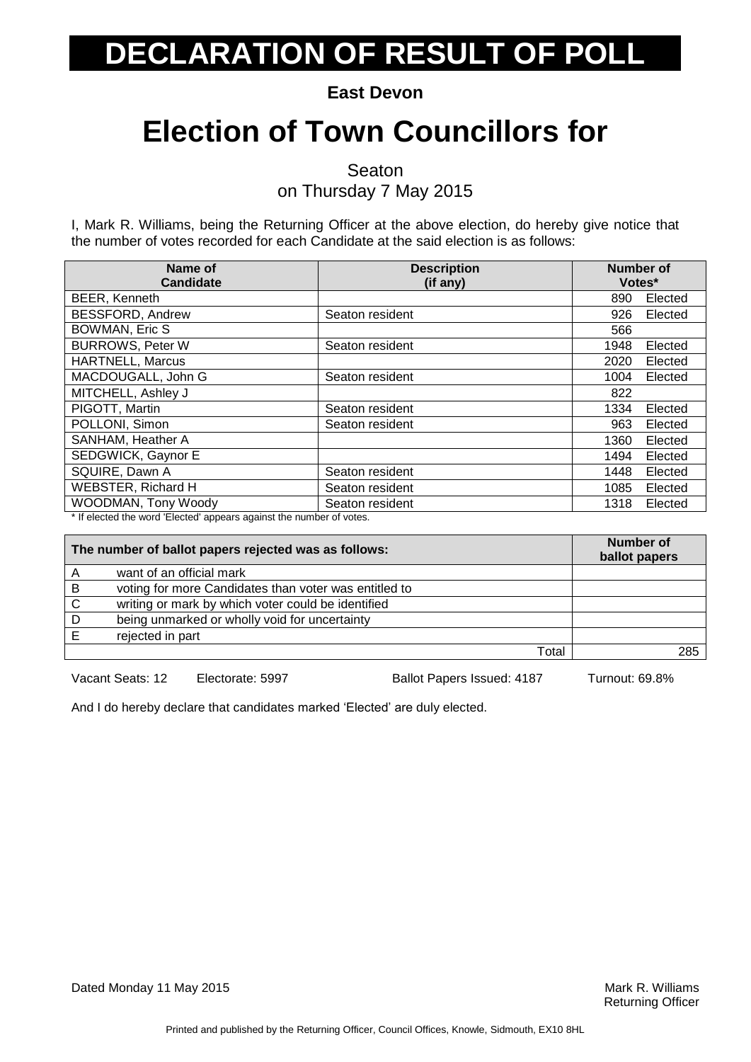# DECLARATION OF RESULT OF POLL

**East Devon**

# Election of Town Councillors for

Seaton
on Thursday 7 May 2015

I, Mark R. Williams, being the Returning Officer at the above election, do hereby give notice that the number of votes recorded for each Candidate at the said election is as follows:

| Name of Candidate | Description (if any) | Number of Votes* | |
|---|---|---|---|
| BEER, Kenneth | | 890 | Elected |
| BESSFORD, Andrew | Seaton resident | 926 | Elected |
| BOWMAN, Eric S | | 566 | |
| BURROWS, Peter W | Seaton resident | 1948 | Elected |
| HARTNELL, Marcus | | 2020 | Elected |
| MACDOUGALL, John G | Seaton resident | 1004 | Elected |
| MITCHELL, Ashley J | | 822 | |
| PIGOTT, Martin | Seaton resident | 1334 | Elected |
| POLLONI, Simon | Seaton resident | 963 | Elected |
| SANHAM, Heather A | | 1360 | Elected |
| SEDGWICK, Gaynor E | | 1494 | Elected |
| SQUIRE, Dawn A | Seaton resident | 1448 | Elected |
| WEBSTER, Richard H | Seaton resident | 1085 | Elected |
| WOODMAN, Tony Woody | Seaton resident | 1318 | Elected |

* If elected the word 'Elected' appears against the number of votes.

| The number of ballot papers rejected was as follows: | | Number of ballot papers |
|---|---|---|
| A | want of an official mark | |
| B | voting for more Candidates than voter was entitled to | |
| C | writing or mark by which voter could be identified | |
| D | being unmarked or wholly void for uncertainty | |
| E | rejected in part | |
| | Total | 285 |

Vacant Seats: 12 Electorate: 5997 Ballot Papers Issued: 4187 Turnout: 69.8%

And I do hereby declare that candidates marked 'Elected' are duly elected.

Dated Monday 11 May 2015

Mark R. Williams
Returning Officer

Printed and published by the Returning Officer, Council Offices, Knowle, Sidmouth, EX10 8HL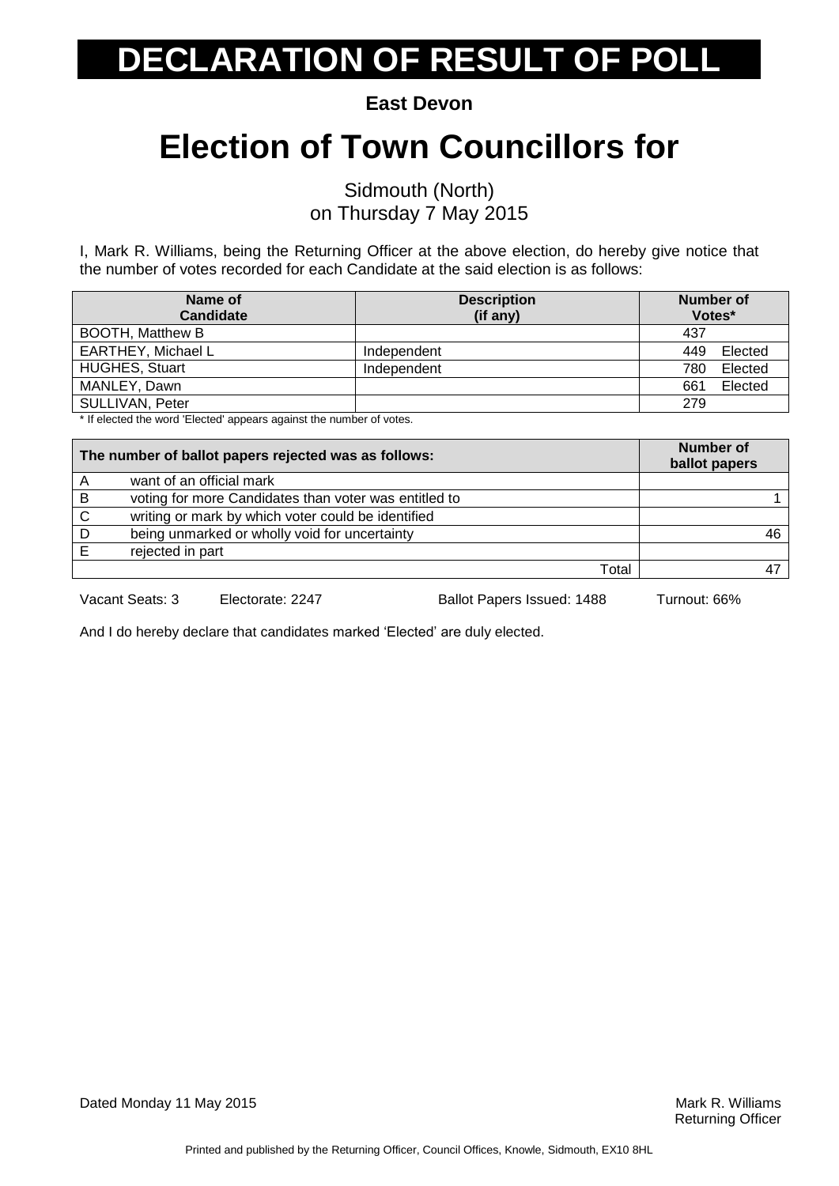# DECLARATION OF RESULT OF POLL

**East Devon**

# Election of Town Councillors for

Sidmouth (North)
on Thursday 7 May 2015

I, Mark R. Williams, being the Returning Officer at the above election, do hereby give notice that the number of votes recorded for each Candidate at the said election is as follows:

| Name of Candidate | Description (if any) | Number of Votes* |
|---|---|---|
| BOOTH, Matthew B | | 437 |
| EARTHEY, Michael L | Independent | 449 Elected |
| HUGHES, Stuart | Independent | 780 Elected |
| MANLEY, Dawn | | 661 Elected |
| SULLIVAN, Peter | | 279 |

\* If elected the word 'Elected' appears against the number of votes.

| | The number of ballot papers rejected was as follows: | Number of ballot papers |
|---|---|---|
| A | want of an official mark | |
| B | voting for more Candidates than voter was entitled to | 1 |
| C | writing or mark by which voter could be identified | |
| D | being unmarked or wholly void for uncertainty | 46 |
| E | rejected in part | |
| | Total | 47 |

Vacant Seats: 3 Electorate: 2247 Ballot Papers Issued: 1488 Turnout: 66%

And I do hereby declare that candidates marked 'Elected' are duly elected.

Dated Monday 11 May 2015

Mark R. Williams
Returning Officer

Printed and published by the Returning Officer, Council Offices, Knowle, Sidmouth, EX10 8HL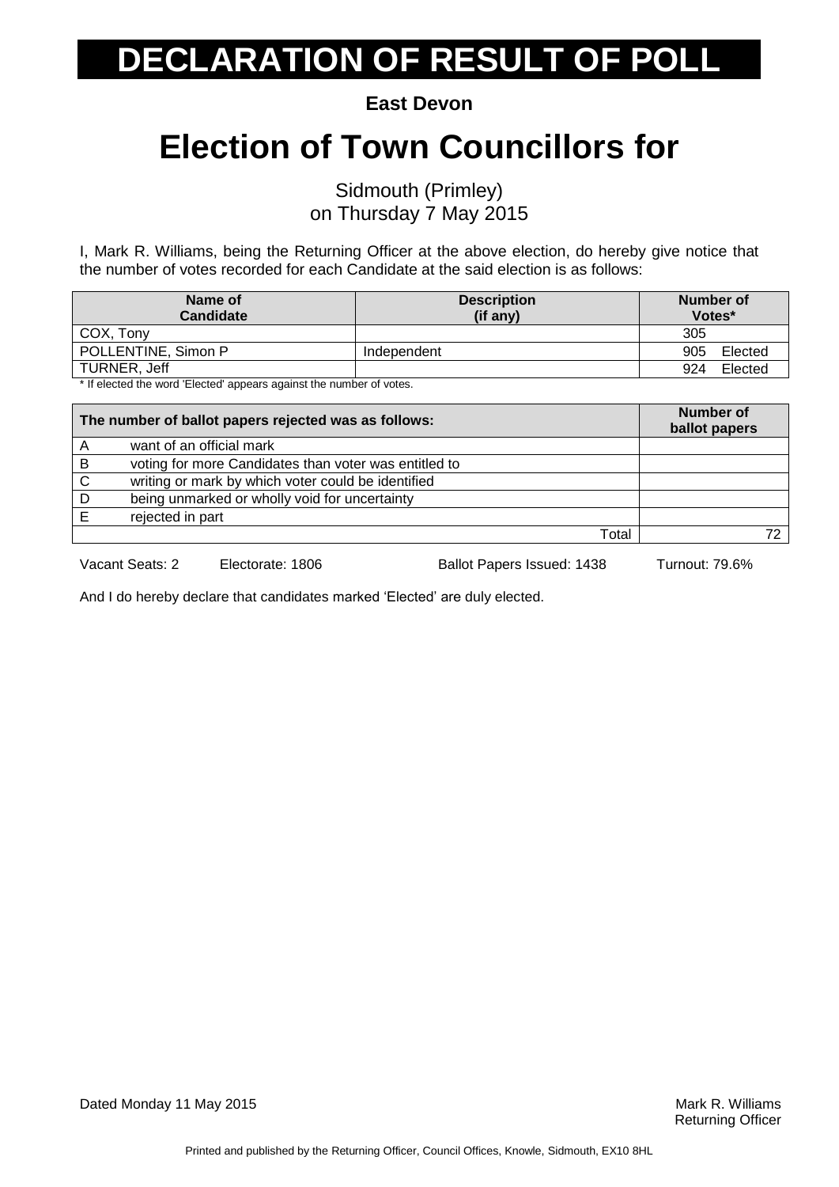# DECLARATION OF RESULT OF POLL

**East Devon**

# Election of Town Councillors for

Sidmouth (Primley)
on Thursday 7 May 2015

I, Mark R. Williams, being the Returning Officer at the above election, do hereby give notice that the number of votes recorded for each Candidate at the said election is as follows:

| Name of Candidate | Description (if any) | Number of Votes* |
|---|---|---|
| COX, Tony | | 305 |
| POLLENTINE, Simon P | Independent | 905 Elected |
| TURNER, Jeff | | 924 Elected |

* If elected the word 'Elected' appears against the number of votes.

| | The number of ballot papers rejected was as follows: | Number of ballot papers |
|---|---|---|
| A | want of an official mark | |
| B | voting for more Candidates than voter was entitled to | |
| C | writing or mark by which voter could be identified | |
| D | being unmarked or wholly void for uncertainty | |
| E | rejected in part | |
| | Total | 72 |

Vacant Seats: 2 Electorate: 1806 Ballot Papers Issued: 1438 Turnout: 79.6%

And I do hereby declare that candidates marked 'Elected' are duly elected.

Dated Monday 11 May 2015

Mark R. Williams
Returning Officer

Printed and published by the Returning Officer, Council Offices, Knowle, Sidmouth, EX10 8HL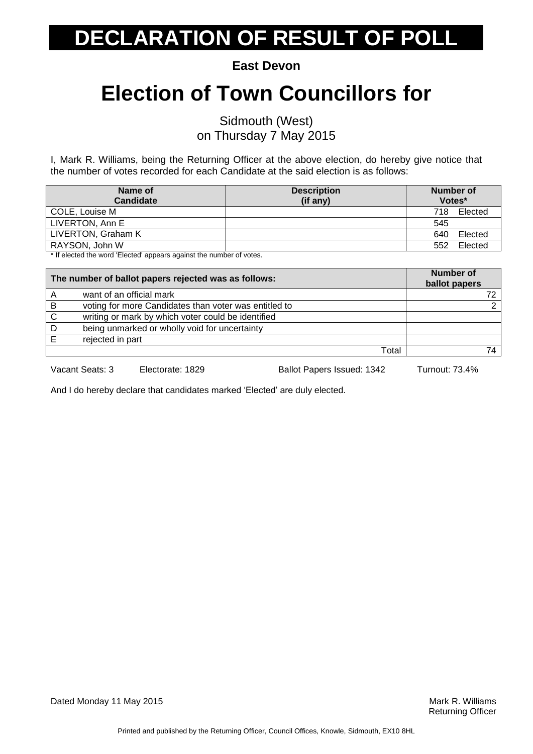# DECLARATION OF RESULT OF POLL

**East Devon**

# Election of Town Councillors for

Sidmouth (West)
on Thursday 7 May 2015

I, Mark R. Williams, being the Returning Officer at the above election, do hereby give notice that the number of votes recorded for each Candidate at the said election is as follows:

| Name of Candidate | Description (if any) | Number of Votes* |
|---|---|---|
| COLE, Louise M | | 718 Elected |
| LIVERTON, Ann E | | 545 |
| LIVERTON, Graham K | | 640 Elected |
| RAYSON, John W | | 552 Elected |

* If elected the word 'Elected' appears against the number of votes.

| The number of ballot papers rejected was as follows: | | Number of ballot papers |
|---|---|---|
| A | want of an official mark | 72 |
| B | voting for more Candidates than voter was entitled to | 2 |
| C | writing or mark by which voter could be identified | |
| D | being unmarked or wholly void for uncertainty | |
| E | rejected in part | |
| | Total | 74 |

Vacant Seats: 3 Electorate: 1829 Ballot Papers Issued: 1342 Turnout: 73.4%

And I do hereby declare that candidates marked 'Elected' are duly elected.

Dated Monday 11 May 2015

Mark R. Williams
Returning Officer

Printed and published by the Returning Officer, Council Offices, Knowle, Sidmouth, EX10 8HL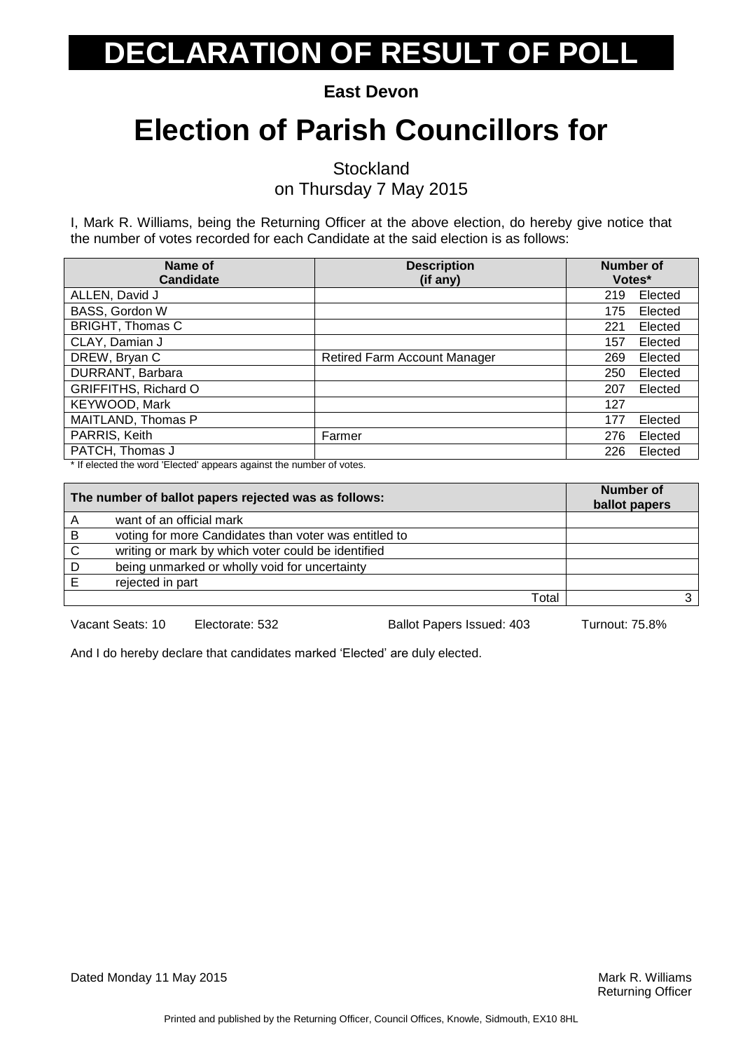# DECLARATION OF RESULT OF POLL

**East Devon**

# Election of Parish Councillors for

Stockland
on Thursday 7 May 2015

I, Mark R. Williams, being the Returning Officer at the above election, do hereby give notice that the number of votes recorded for each Candidate at the said election is as follows:

| Name of Candidate | Description (if any) | Number of Votes* |
|---|---|---|
| ALLEN, David J | | 219 Elected |
| BASS, Gordon W | | 175 Elected |
| BRIGHT, Thomas C | | 221 Elected |
| CLAY, Damian J | | 157 Elected |
| DREW, Bryan C | Retired Farm Account Manager | 269 Elected |
| DURRANT, Barbara | | 250 Elected |
| GRIFFITHS, Richard O | | 207 Elected |
| KEYWOOD, Mark | | 127 |
| MAITLAND, Thomas P | | 177 Elected |
| PARRIS, Keith | Farmer | 276 Elected |
| PATCH, Thomas J | | 226 Elected |

* If elected the word 'Elected' appears against the number of votes.

| | The number of ballot papers rejected was as follows: | Number of ballot papers |
|---|---|---|
| A | want of an official mark | |
| B | voting for more Candidates than voter was entitled to | |
| C | writing or mark by which voter could be identified | |
| D | being unmarked or wholly void for uncertainty | |
| E | rejected in part | |
| | Total | 3 |

Vacant Seats: 10 Electorate: 532 Ballot Papers Issued: 403 Turnout: 75.8%

And I do hereby declare that candidates marked 'Elected' are duly elected.

Dated Monday 11 May 2015

Mark R. Williams
Returning Officer

Printed and published by the Returning Officer, Council Offices, Knowle, Sidmouth, EX10 8HL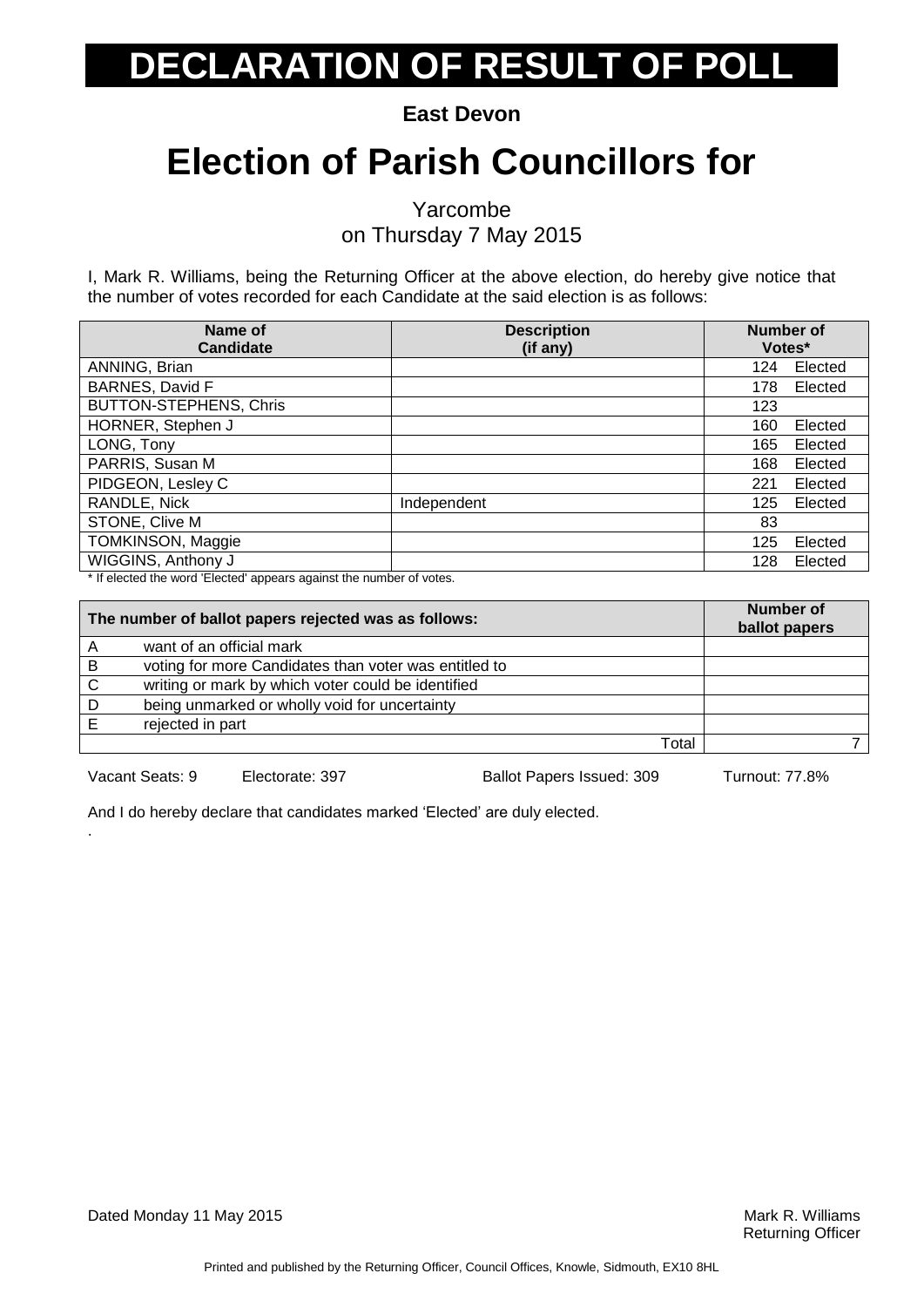# DECLARATION OF RESULT OF POLL

**East Devon**

# Election of Parish Councillors for

Yarcombe
on Thursday 7 May 2015

I, Mark R. Williams, being the Returning Officer at the above election, do hereby give notice that the number of votes recorded for each Candidate at the said election is as follows:

| Name of Candidate | Description (if any) | Number of Votes* |
|---|---|---|
| ANNING, Brian | | 124 Elected |
| BARNES, David F | | 178 Elected |
| BUTTON-STEPHENS, Chris | | 123 |
| HORNER, Stephen J | | 160 Elected |
| LONG, Tony | | 165 Elected |
| PARRIS, Susan M | | 168 Elected |
| PIDGEON, Lesley C | | 221 Elected |
| RANDLE, Nick | Independent | 125 Elected |
| STONE, Clive M | | 83 |
| TOMKINSON, Maggie | | 125 Elected |
| WIGGINS, Anthony J | | 128 Elected |

* If elected the word 'Elected' appears against the number of votes.

| The number of ballot papers rejected was as follows: | | Number of ballot papers |
|---|---|---|
| A | want of an official mark | |
| B | voting for more Candidates than voter was entitled to | |
| C | writing or mark by which voter could be identified | |
| D | being unmarked or wholly void for uncertainty | |
| E | rejected in part | |
| | Total | 7 |

Vacant Seats: 9 Electorate: 397 Ballot Papers Issued: 309 Turnout: 77.8%

And I do hereby declare that candidates marked 'Elected' are duly elected.

.

Dated Monday 11 May 2015

Mark R. Williams
Returning Officer

Printed and published by the Returning Officer, Council Offices, Knowle, Sidmouth, EX10 8HL